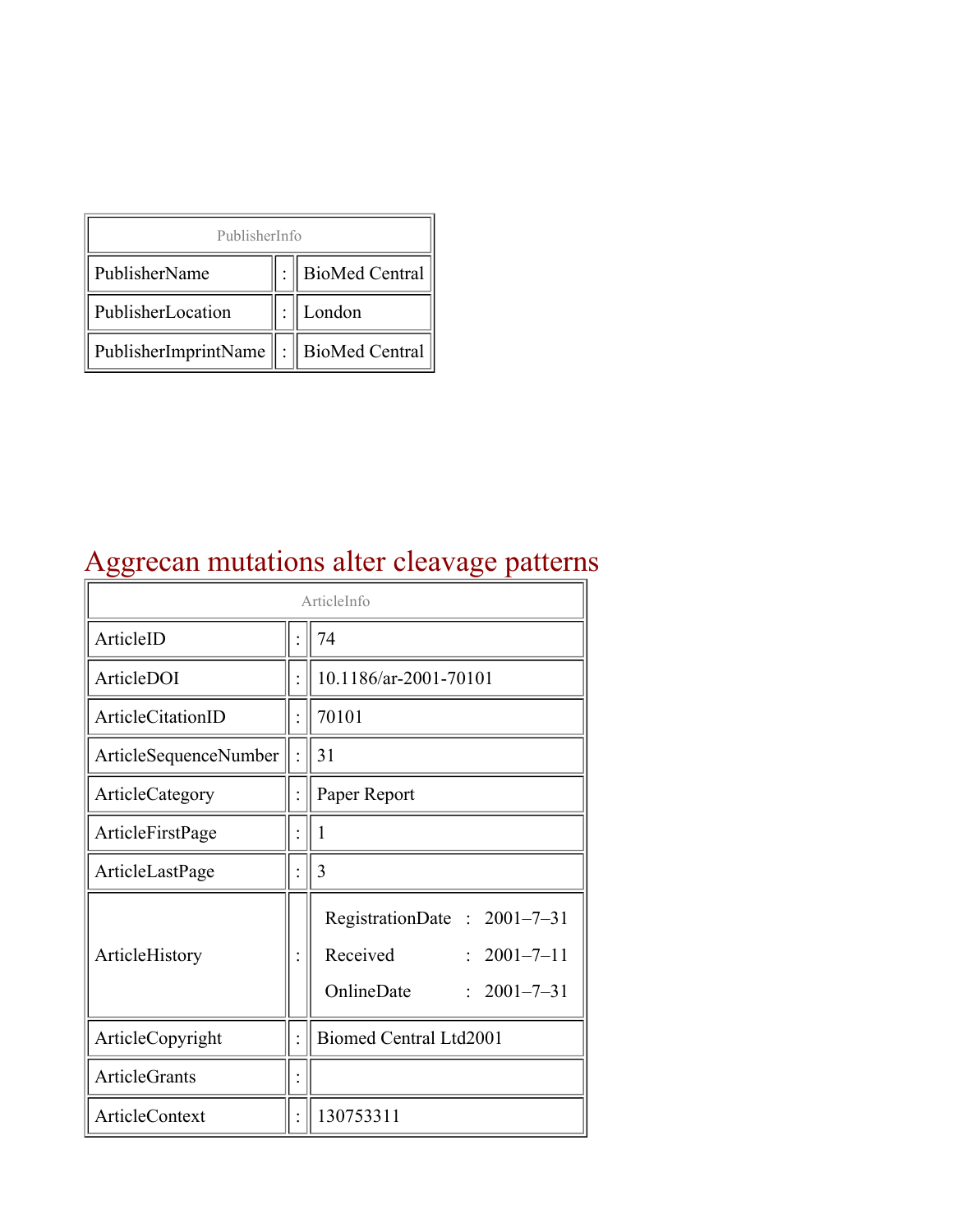| PublisherInfo | | |
|---|---|---|
| PublisherName | : | BioMed Central |
| PublisherLocation | : | London |
| PublisherImprintName | : | BioMed Central |

# Aggrecan mutations alter cleavage patterns

| ArticleInfo | | |
|---|---|---|
| ArticleID | : | 74 |
| ArticleDOI | : | 10.1186/ar-2001-70101 |
| ArticleCitationID | : | 70101 |
| ArticleSequenceNumber | : | 31 |
| ArticleCategory | : | Paper Report |
| ArticleFirstPage | : | 1 |
| ArticleLastPage | : | 3 |
| ArticleHistory | : | RegistrationDate : 2001–7–31<br>Received : 2001–7–11<br>OnlineDate : 2001–7–31 |
| ArticleCopyright | : | Biomed Central Ltd2001 |
| ArticleGrants | : | |
| ArticleContext | : | 130753311 |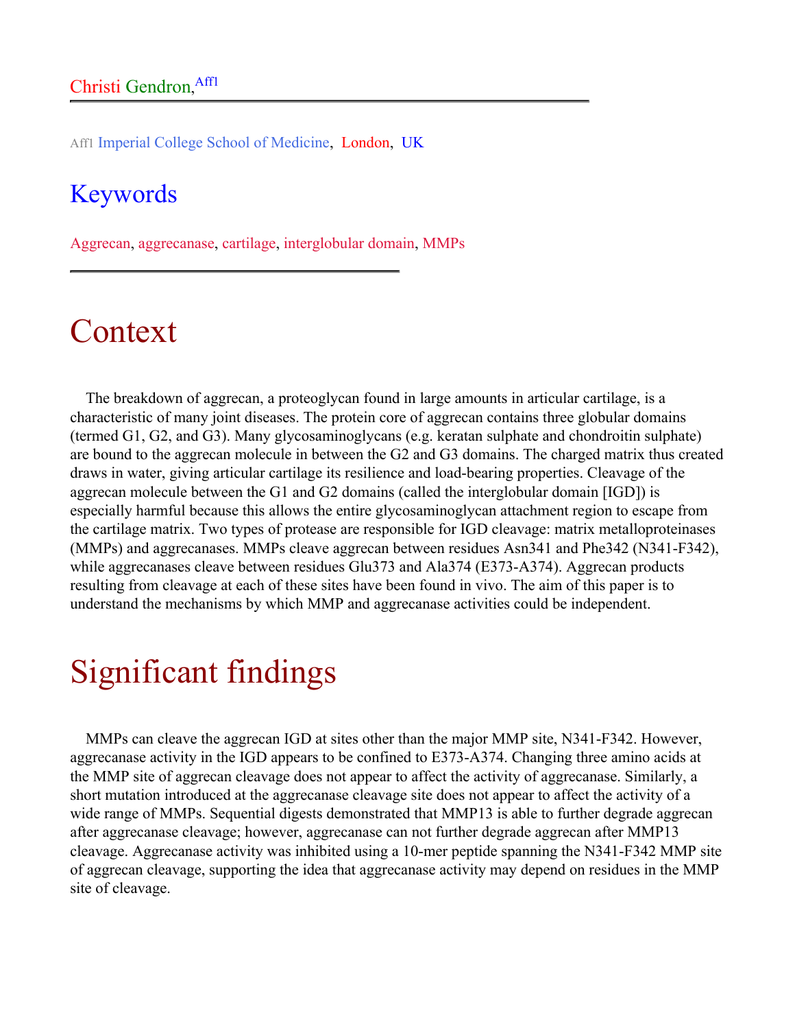Christi Gendron,[Aff1]

Aff1 Imperial College School of Medicine, London, UK

## Keywords

Aggrecan, aggrecanase, cartilage, interglobular domain, MMPs

# Context

The breakdown of aggrecan, a proteoglycan found in large amounts in articular cartilage, is a characteristic of many joint diseases. The protein core of aggrecan contains three globular domains (termed G1, G2, and G3). Many glycosaminoglycans (e.g. keratan sulphate and chondroitin sulphate) are bound to the aggrecan molecule in between the G2 and G3 domains. The charged matrix thus created draws in water, giving articular cartilage its resilience and load-bearing properties. Cleavage of the aggrecan molecule between the G1 and G2 domains (called the interglobular domain [IGD]) is especially harmful because this allows the entire glycosaminoglycan attachment region to escape from the cartilage matrix. Two types of protease are responsible for IGD cleavage: matrix metalloproteinases (MMPs) and aggrecanases. MMPs cleave aggrecan between residues Asn341 and Phe342 (N341-F342), while aggrecanases cleave between residues Glu373 and Ala374 (E373-A374). Aggrecan products resulting from cleavage at each of these sites have been found in vivo. The aim of this paper is to understand the mechanisms by which MMP and aggrecanase activities could be independent.

# Significant findings

MMPs can cleave the aggrecan IGD at sites other than the major MMP site, N341-F342. However, aggrecanase activity in the IGD appears to be confined to E373-A374. Changing three amino acids at the MMP site of aggrecan cleavage does not appear to affect the activity of aggrecanase. Similarly, a short mutation introduced at the aggrecanase cleavage site does not appear to affect the activity of a wide range of MMPs. Sequential digests demonstrated that MMP13 is able to further degrade aggrecan after aggrecanase cleavage; however, aggrecanase can not further degrade aggrecan after MMP13 cleavage. Aggrecanase activity was inhibited using a 10-mer peptide spanning the N341-F342 MMP site of aggrecan cleavage, supporting the idea that aggrecanase activity may depend on residues in the MMP site of cleavage.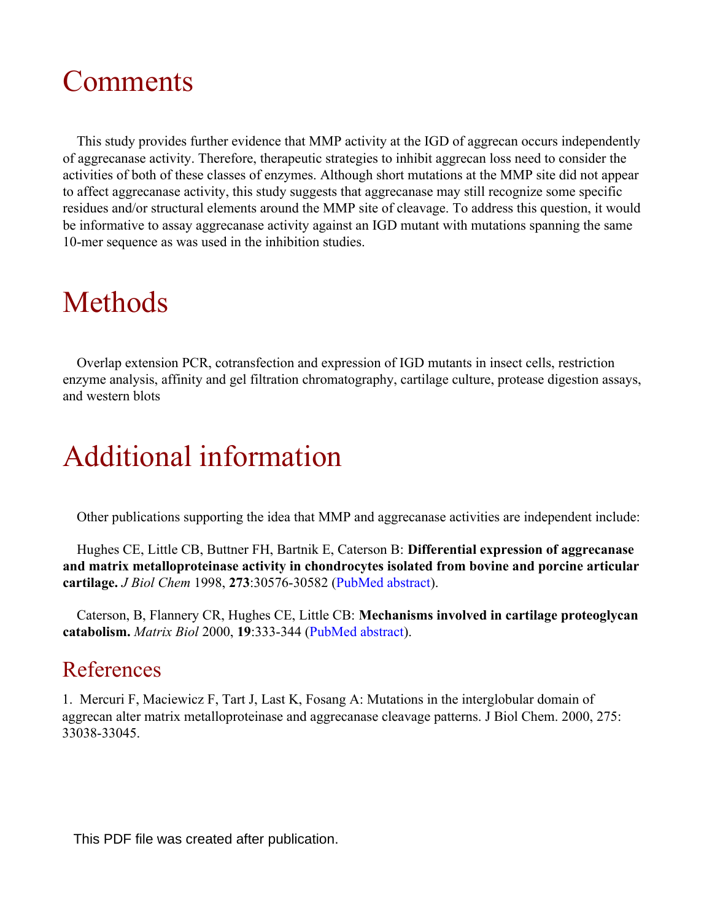# Comments

This study provides further evidence that MMP activity at the IGD of aggrecan occurs independently of aggrecanase activity. Therefore, therapeutic strategies to inhibit aggrecan loss need to consider the activities of both of these classes of enzymes. Although short mutations at the MMP site did not appear to affect aggrecanase activity, this study suggests that aggrecanase may still recognize some specific residues and/or structural elements around the MMP site of cleavage. To address this question, it would be informative to assay aggrecanase activity against an IGD mutant with mutations spanning the same 10-mer sequence as was used in the inhibition studies.

# Methods

Overlap extension PCR, cotransfection and expression of IGD mutants in insect cells, restriction enzyme analysis, affinity and gel filtration chromatography, cartilage culture, protease digestion assays, and western blots

# Additional information

Other publications supporting the idea that MMP and aggrecanase activities are independent include:

Hughes CE, Little CB, Buttner FH, Bartnik E, Caterson B: **Differential expression of aggrecanase and matrix metalloproteinase activity in chondrocytes isolated from bovine and porcine articular cartilage.** *J Biol Chem* 1998, **273**:30576-30582 (PubMed abstract).

Caterson, B, Flannery CR, Hughes CE, Little CB: **Mechanisms involved in cartilage proteoglycan catabolism.** *Matrix Biol* 2000, **19**:333-344 (PubMed abstract).

## References

1. Mercuri F, Maciewicz F, Tart J, Last K, Fosang A: Mutations in the interglobular domain of aggrecan alter matrix metalloproteinase and aggrecanase cleavage patterns. J Biol Chem. 2000, 275: 33038-33045.

This PDF file was created after publication.